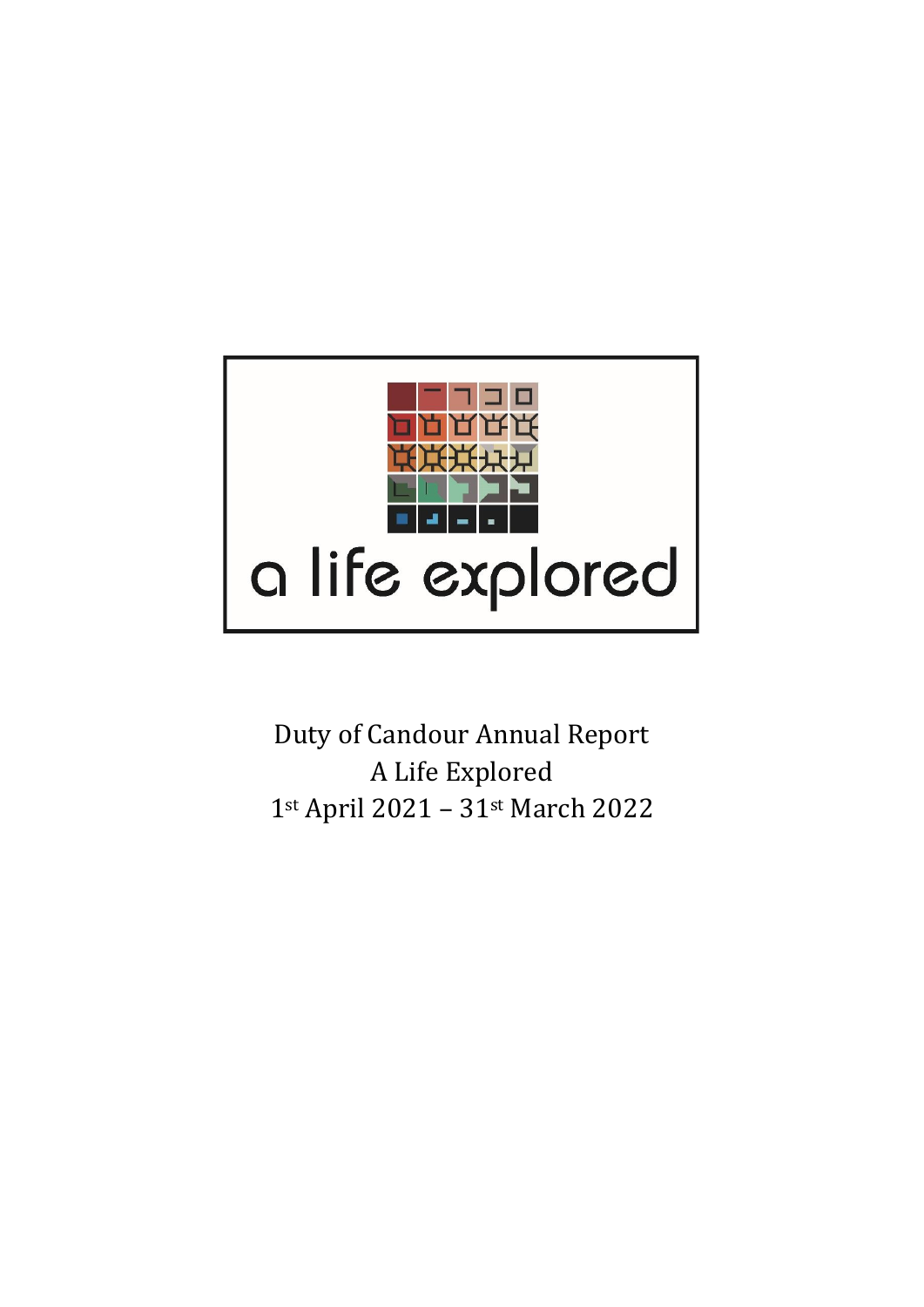a life explored

Duty of Candour Annual Report
A Life Explored
1st April 2021 – 31st March 2022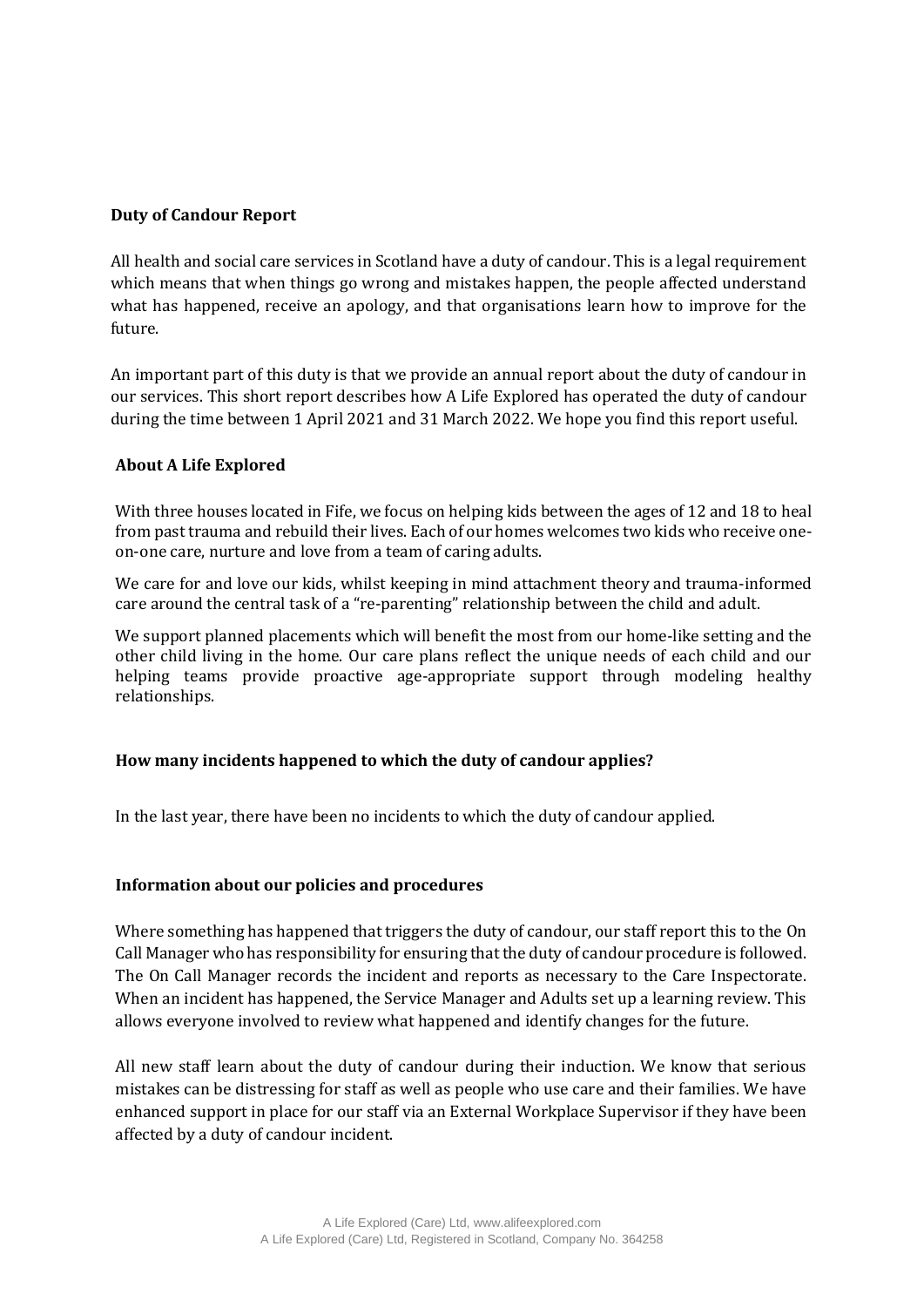**Duty of Candour Report**

All health and social care services in Scotland have a duty of candour. This is a legal requirement which means that when things go wrong and mistakes happen, the people affected understand what has happened, receive an apology, and that organisations learn how to improve for the future.

An important part of this duty is that we provide an annual report about the duty of candour in our services. This short report describes how A Life Explored has operated the duty of candour during the time between 1 April 2021 and 31 March 2022. We hope you find this report useful.

**About A Life Explored**

With three houses located in Fife, we focus on helping kids between the ages of 12 and 18 to heal from past trauma and rebuild their lives. Each of our homes welcomes two kids who receive one-on-one care, nurture and love from a team of caring adults.

We care for and love our kids, whilst keeping in mind attachment theory and trauma-informed care around the central task of a "re-parenting" relationship between the child and adult.

We support planned placements which will benefit the most from our home-like setting and the other child living in the home. Our care plans reflect the unique needs of each child and our helping teams provide proactive age-appropriate support through modeling healthy relationships.

**How many incidents happened to which the duty of candour applies?**

In the last year, there have been no incidents to which the duty of candour applied.

**Information about our policies and procedures**

Where something has happened that triggers the duty of candour, our staff report this to the On Call Manager who has responsibility for ensuring that the duty of candour procedure is followed. The On Call Manager records the incident and reports as necessary to the Care Inspectorate. When an incident has happened, the Service Manager and Adults set up a learning review. This allows everyone involved to review what happened and identify changes for the future.

All new staff learn about the duty of candour during their induction. We know that serious mistakes can be distressing for staff as well as people who use care and their families. We have enhanced support in place for our staff via an External Workplace Supervisor if they have been affected by a duty of candour incident.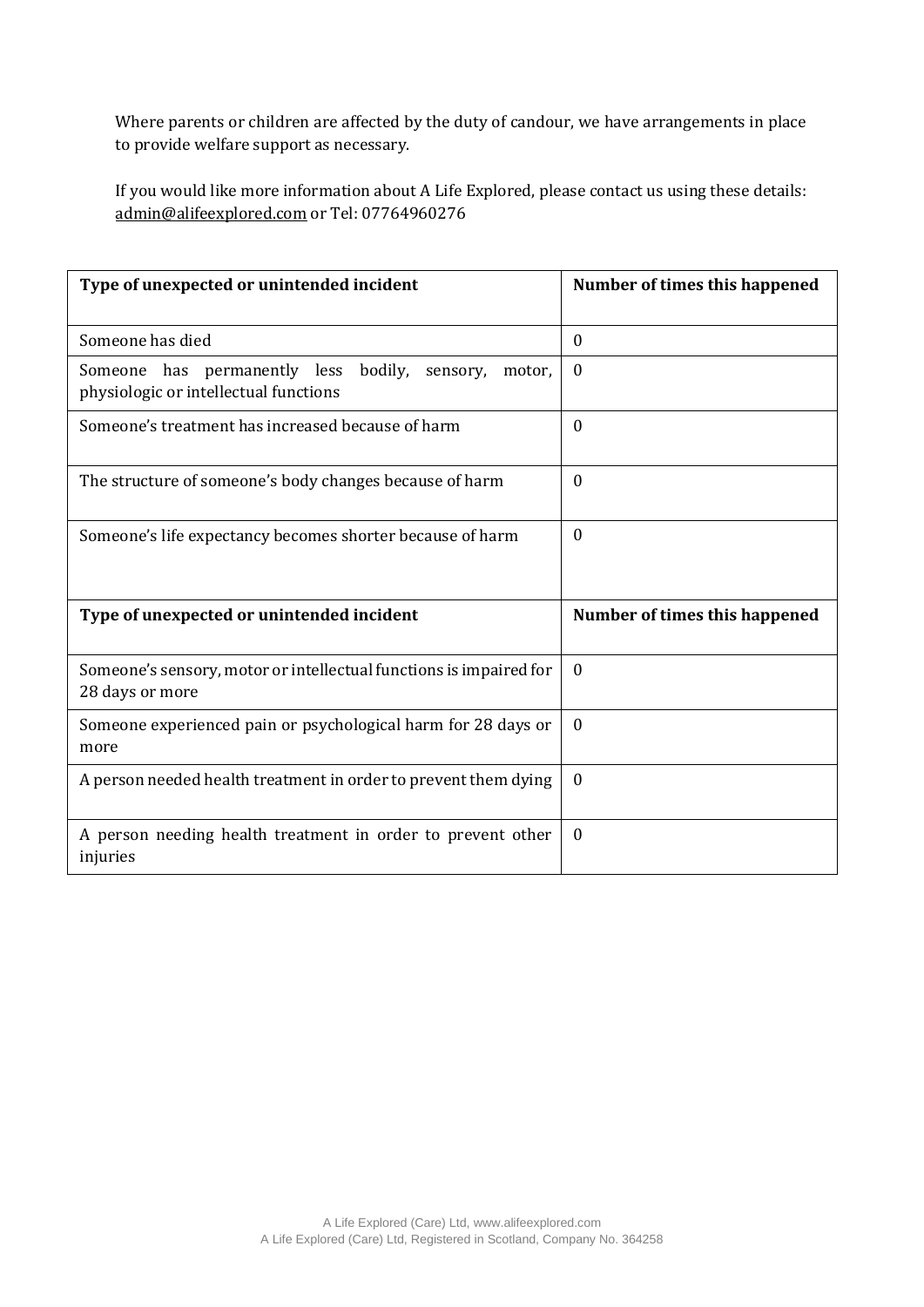Where parents or children are affected by the duty of candour, we have arrangements in place to provide welfare support as necessary.

If you would like more information about A Life Explored, please contact us using these details: admin@alifeexplored.com or Tel: 07764960276

| Type of unexpected or unintended incident | Number of times this happened |
|---|---|
| Someone has died | 0 |
| Someone has permanently less bodily, sensory, motor, physiologic or intellectual functions | 0 |
| Someone's treatment has increased because of harm | 0 |
| The structure of someone's body changes because of harm | 0 |
| Someone's life expectancy becomes shorter because of harm | 0 |
| **Type of unexpected or unintended incident** | **Number of times this happened** |
| Someone's sensory, motor or intellectual functions is impaired for 28 days or more | 0 |
| Someone experienced pain or psychological harm for 28 days or more | 0 |
| A person needed health treatment in order to prevent them dying | 0 |
| A person needing health treatment in order to prevent other injuries | 0 |